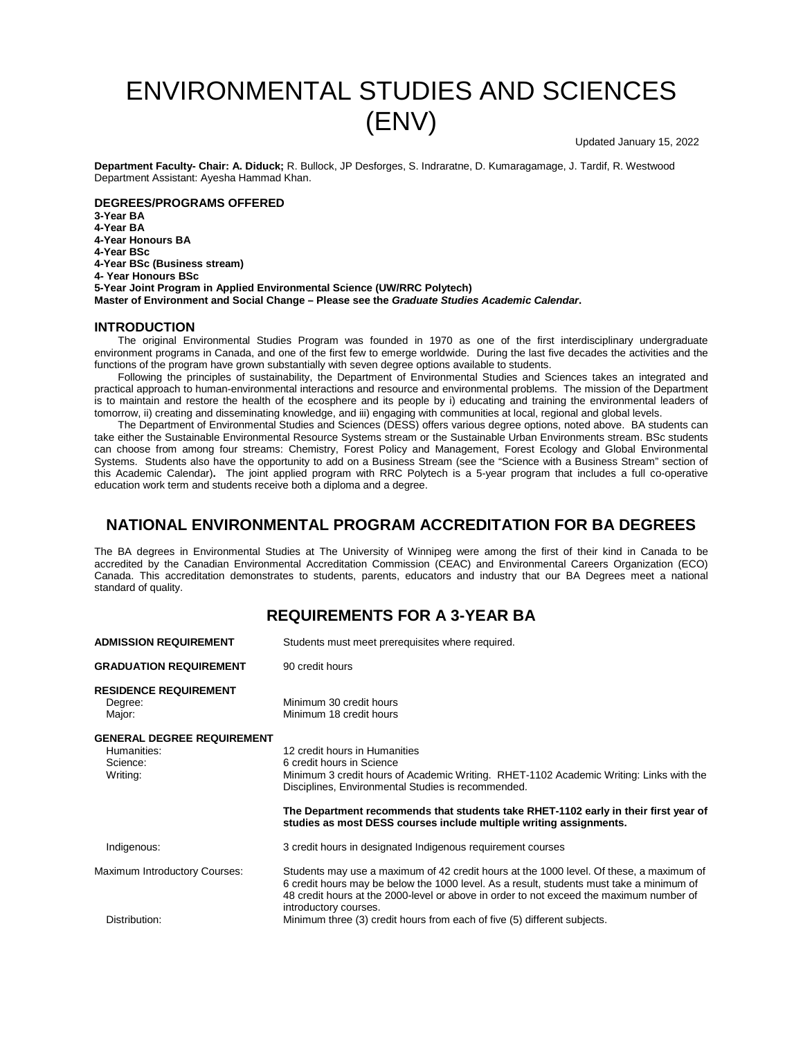# ENVIRONMENTAL STUDIES AND SCIENCES (ENV)

Updated January 15, 2022

**Department Faculty- Chair: A. Diduck;** R. Bullock, JP Desforges, S. Indraratne, D. Kumaragamage, J. Tardif, R. Westwood
Department Assistant: Ayesha Hammad Khan.

**DEGREES/PROGRAMS OFFERED**

**3-Year BA**
**4-Year BA**
**4-Year Honours BA**
**4-Year BSc**
**4-Year BSc (Business stream)**
**4- Year Honours BSc**
**5-Year Joint Program in Applied Environmental Science (UW/RRC Polytech)**
**Master of Environment and Social Change – Please see the *Graduate Studies Academic Calendar*.**

## INTRODUCTION

The original Environmental Studies Program was founded in 1970 as one of the first interdisciplinary undergraduate environment programs in Canada, and one of the first few to emerge worldwide. During the last five decades the activities and the functions of the program have grown substantially with seven degree options available to students.

Following the principles of sustainability, the Department of Environmental Studies and Sciences takes an integrated and practical approach to human-environmental interactions and resource and environmental problems. The mission of the Department is to maintain and restore the health of the ecosphere and its people by i) educating and training the environmental leaders of tomorrow, ii) creating and disseminating knowledge, and iii) engaging with communities at local, regional and global levels.

The Department of Environmental Studies and Sciences (DESS) offers various degree options, noted above. BA students can take either the Sustainable Environmental Resource Systems stream or the Sustainable Urban Environments stream. BSc students can choose from among four streams: Chemistry, Forest Policy and Management, Forest Ecology and Global Environmental Systems. Students also have the opportunity to add on a Business Stream (see the "Science with a Business Stream" section of this Academic Calendar)**.** The joint applied program with RRC Polytech is a 5-year program that includes a full co-operative education work term and students receive both a diploma and a degree.

## NATIONAL ENVIRONMENTAL PROGRAM ACCREDITATION FOR BA DEGREES

The BA degrees in Environmental Studies at The University of Winnipeg were among the first of their kind in Canada to be accredited by the Canadian Environmental Accreditation Commission (CEAC) and Environmental Careers Organization (ECO) Canada. This accreditation demonstrates to students, parents, educators and industry that our BA Degrees meet a national standard of quality.

## REQUIREMENTS FOR A 3-YEAR BA

**ADMISSION REQUIREMENT** — Students must meet prerequisites where required.

**GRADUATION REQUIREMENT** — 90 credit hours

**RESIDENCE REQUIREMENT**
- Degree: Minimum 30 credit hours
- Major: Minimum 18 credit hours

**GENERAL DEGREE REQUIREMENT**
- Humanities: 12 credit hours in Humanities
- Science: 6 credit hours in Science
- Writing: Minimum 3 credit hours of Academic Writing. RHET-1102 Academic Writing: Links with the Disciplines, Environmental Studies is recommended.

  **The Department recommends that students take RHET-1102 early in their first year of studies as most DESS courses include multiple writing assignments.**
- Indigenous: 3 credit hours in designated Indigenous requirement courses

Maximum Introductory Courses: Students may use a maximum of 42 credit hours at the 1000 level. Of these, a maximum of 6 credit hours may be below the 1000 level. As a result, students must take a minimum of 48 credit hours at the 2000-level or above in order to not exceed the maximum number of introductory courses.

Distribution: Minimum three (3) credit hours from each of five (5) different subjects.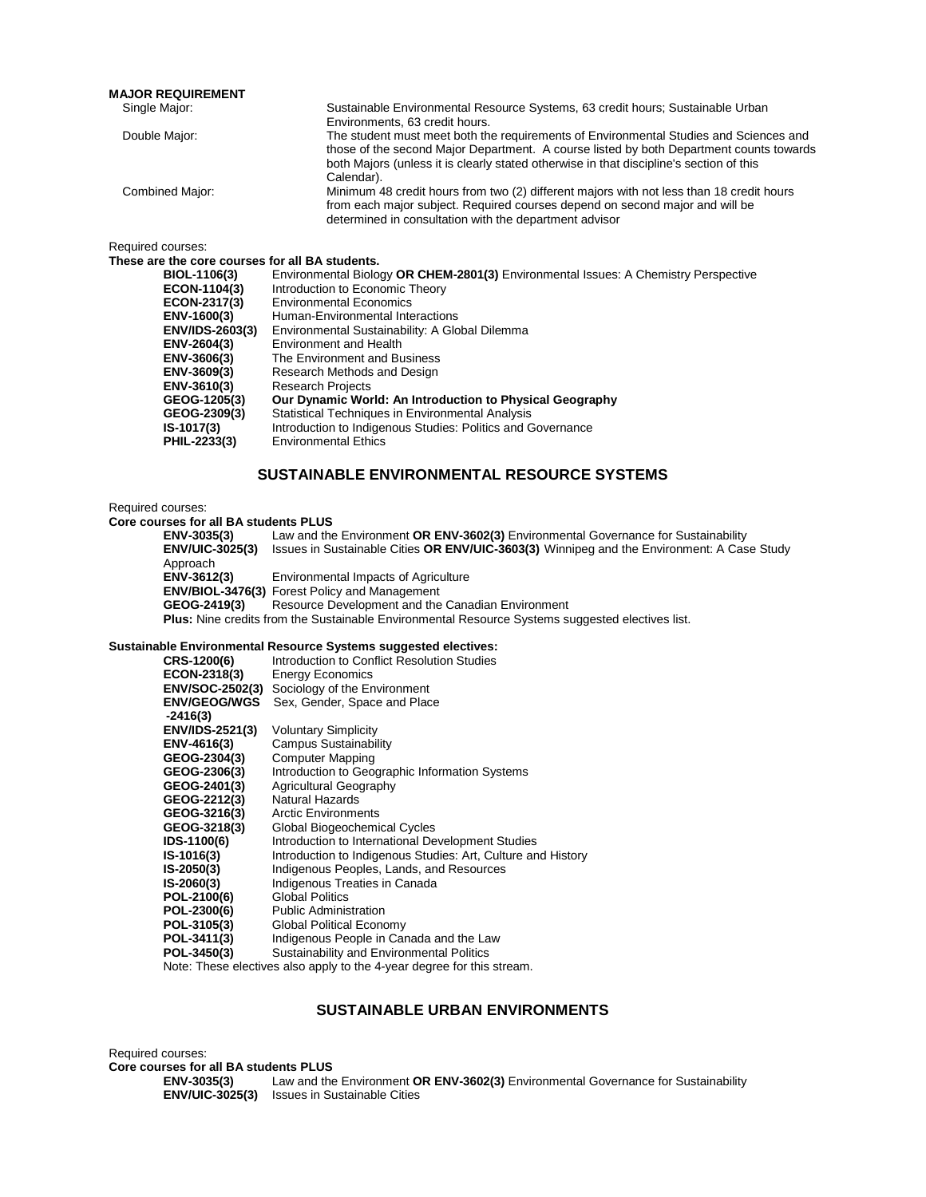**MAJOR REQUIREMENT**

| | |
|---|---|
| Single Major: | Sustainable Environmental Resource Systems, 63 credit hours; Sustainable Urban Environments, 63 credit hours. |
| Double Major: | The student must meet both the requirements of Environmental Studies and Sciences and those of the second Major Department. A course listed by both Department counts towards both Majors (unless it is clearly stated otherwise in that discipline's section of this Calendar). |
| Combined Major: | Minimum 48 credit hours from two (2) different majors with not less than 18 credit hours from each major subject. Required courses depend on second major and will be determined in consultation with the department advisor |

Required courses:

**These are the core courses for all BA students.**

| | |
|---|---|
| **BIOL-1106(3)** | Environmental Biology **OR CHEM-2801(3)** Environmental Issues: A Chemistry Perspective |
| **ECON-1104(3)** | Introduction to Economic Theory |
| **ECON-2317(3)** | Environmental Economics |
| **ENV-1600(3)** | Human-Environmental Interactions |
| **ENV/IDS-2603(3)** | Environmental Sustainability: A Global Dilemma |
| **ENV-2604(3)** | Environment and Health |
| **ENV-3606(3)** | The Environment and Business |
| **ENV-3609(3)** | Research Methods and Design |
| **ENV-3610(3)** | Research Projects |
| **GEOG-1205(3)** | **Our Dynamic World: An Introduction to Physical Geography** |
| **GEOG-2309(3)** | Statistical Techniques in Environmental Analysis |
| **IS-1017(3)** | Introduction to Indigenous Studies: Politics and Governance |
| **PHIL-2233(3)** | Environmental Ethics |

## SUSTAINABLE ENVIRONMENTAL RESOURCE SYSTEMS

Required courses:

**Core courses for all BA students PLUS**

| | |
|---|---|
| **ENV-3035(3)** | Law and the Environment **OR ENV-3602(3)** Environmental Governance for Sustainability |
| **ENV/UIC-3025(3)** | Issues in Sustainable Cities **OR ENV/UIC-3603(3)** Winnipeg and the Environment: A Case Study Approach |
| **ENV-3612(3)** | Environmental Impacts of Agriculture |
| **ENV/BIOL-3476(3)** | Forest Policy and Management |
| **GEOG-2419(3)** | Resource Development and the Canadian Environment |

**Plus:** Nine credits from the Sustainable Environmental Resource Systems suggested electives list.

**Sustainable Environmental Resource Systems suggested electives:**

| | |
|---|---|
| **CRS-1200(6)** | Introduction to Conflict Resolution Studies |
| **ECON-2318(3)** | Energy Economics |
| **ENV/SOC-2502(3)** | Sociology of the Environment |
| **ENV/GEOG/WGS -2416(3)** | Sex, Gender, Space and Place |
| **ENV/IDS-2521(3)** | Voluntary Simplicity |
| **ENV-4616(3)** | Campus Sustainability |
| **GEOG-2304(3)** | Computer Mapping |
| **GEOG-2306(3)** | Introduction to Geographic Information Systems |
| **GEOG-2401(3)** | Agricultural Geography |
| **GEOG-2212(3)** | Natural Hazards |
| **GEOG-3216(3)** | Arctic Environments |
| **GEOG-3218(3)** | Global Biogeochemical Cycles |
| **IDS-1100(6)** | Introduction to International Development Studies |
| **IS-1016(3)** | Introduction to Indigenous Studies: Art, Culture and History |
| **IS-2050(3)** | Indigenous Peoples, Lands, and Resources |
| **IS-2060(3)** | Indigenous Treaties in Canada |
| **POL-2100(6)** | Global Politics |
| **POL-2300(6)** | Public Administration |
| **POL-3105(3)** | Global Political Economy |
| **POL-3411(3)** | Indigenous People in Canada and the Law |
| **POL-3450(3)** | Sustainability and Environmental Politics |

Note: These electives also apply to the 4-year degree for this stream.

## SUSTAINABLE URBAN ENVIRONMENTS

Required courses:

**Core courses for all BA students PLUS**

| | |
|---|---|
| **ENV-3035(3)** | Law and the Environment **OR ENV-3602(3)** Environmental Governance for Sustainability |
| **ENV/UIC-3025(3)** | Issues in Sustainable Cities |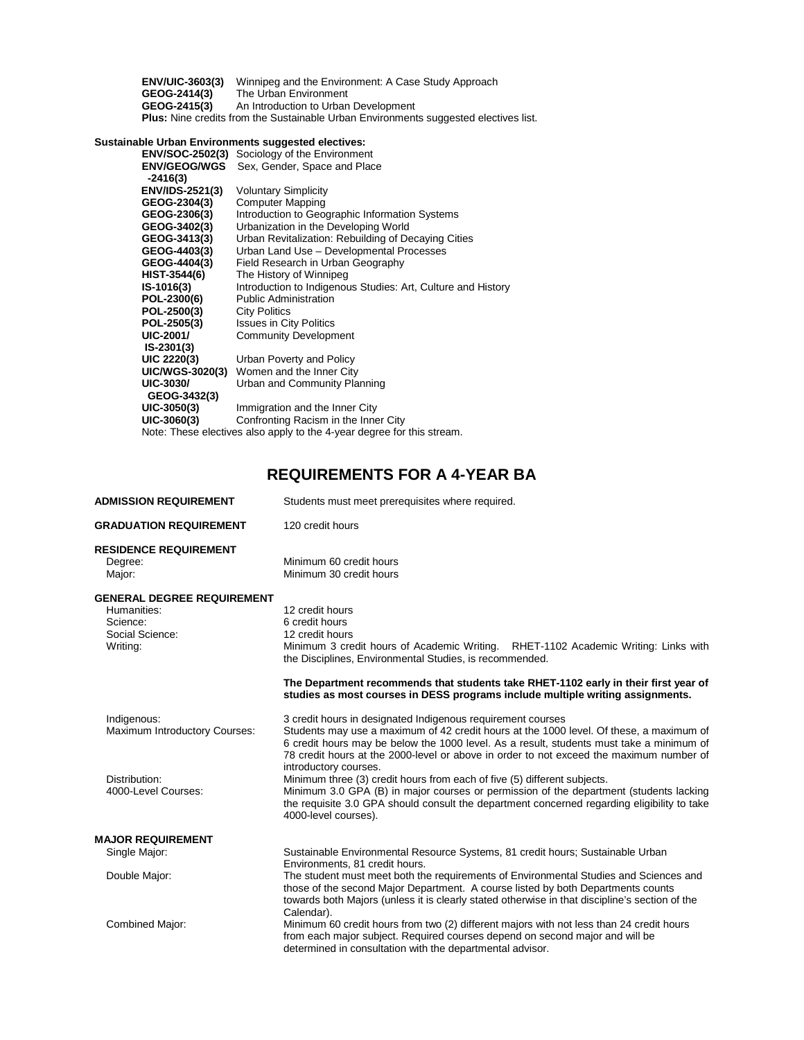**ENV/UIC-3603(3)** Winnipeg and the Environment: A Case Study Approach
**GEOG-2414(3)** The Urban Environment
**GEOG-2415(3)** An Introduction to Urban Development
**Plus:** Nine credits from the Sustainable Urban Environments suggested electives list.

**Sustainable Urban Environments suggested electives:**

| | |
|---|---|
| **ENV/SOC-2502(3)** | Sociology of the Environment |
| **ENV/GEOG/WGS -2416(3)** | Sex, Gender, Space and Place |
| **ENV/IDS-2521(3)** | Voluntary Simplicity |
| **GEOG-2304(3)** | Computer Mapping |
| **GEOG-2306(3)** | Introduction to Geographic Information Systems |
| **GEOG-3402(3)** | Urbanization in the Developing World |
| **GEOG-3413(3)** | Urban Revitalization: Rebuilding of Decaying Cities |
| **GEOG-4403(3)** | Urban Land Use – Developmental Processes |
| **GEOG-4404(3)** | Field Research in Urban Geography |
| **HIST-3544(6)** | The History of Winnipeg |
| **IS-1016(3)** | Introduction to Indigenous Studies: Art, Culture and History |
| **POL-2300(6)** | Public Administration |
| **POL-2500(3)** | City Politics |
| **POL-2505(3)** | Issues in City Politics |
| **UIC-2001/ IS-2301(3)** | Community Development |
| **UIC 2220(3)** | Urban Poverty and Policy |
| **UIC/WGS-3020(3)** | Women and the Inner City |
| **UIC-3030/ GEOG-3432(3)** | Urban and Community Planning |
| **UIC-3050(3)** | Immigration and the Inner City |
| **UIC-3060(3)** | Confronting Racism in the Inner City |

Note: These electives also apply to the 4-year degree for this stream.

## REQUIREMENTS FOR A 4-YEAR BA

**ADMISSION REQUIREMENT** Students must meet prerequisites where required.

**GRADUATION REQUIREMENT** 120 credit hours

**RESIDENCE REQUIREMENT**
Degree: Minimum 60 credit hours
Major: Minimum 30 credit hours

**GENERAL DEGREE REQUIREMENT**
Humanities: 12 credit hours
Science: 6 credit hours
Social Science: 12 credit hours
Writing: Minimum 3 credit hours of Academic Writing. RHET-1102 Academic Writing: Links with the Disciplines, Environmental Studies, is recommended.

**The Department recommends that students take RHET-1102 early in their first year of studies as most courses in DESS programs include multiple writing assignments.**

Indigenous: 3 credit hours in designated Indigenous requirement courses
Maximum Introductory Courses: Students may use a maximum of 42 credit hours at the 1000 level. Of these, a maximum of 6 credit hours may be below the 1000 level. As a result, students must take a minimum of 78 credit hours at the 2000-level or above in order to not exceed the maximum number of introductory courses.
Distribution: Minimum three (3) credit hours from each of five (5) different subjects.
4000-Level Courses: Minimum 3.0 GPA (B) in major courses or permission of the department (students lacking the requisite 3.0 GPA should consult the department concerned regarding eligibility to take 4000-level courses).

**MAJOR REQUIREMENT**
Single Major: Sustainable Environmental Resource Systems, 81 credit hours; Sustainable Urban Environments, 81 credit hours.
Double Major: The student must meet both the requirements of Environmental Studies and Sciences and those of the second Major Department. A course listed by both Departments counts towards both Majors (unless it is clearly stated otherwise in that discipline's section of the Calendar).
Combined Major: Minimum 60 credit hours from two (2) different majors with not less than 24 credit hours from each major subject. Required courses depend on second major and will be determined in consultation with the departmental advisor.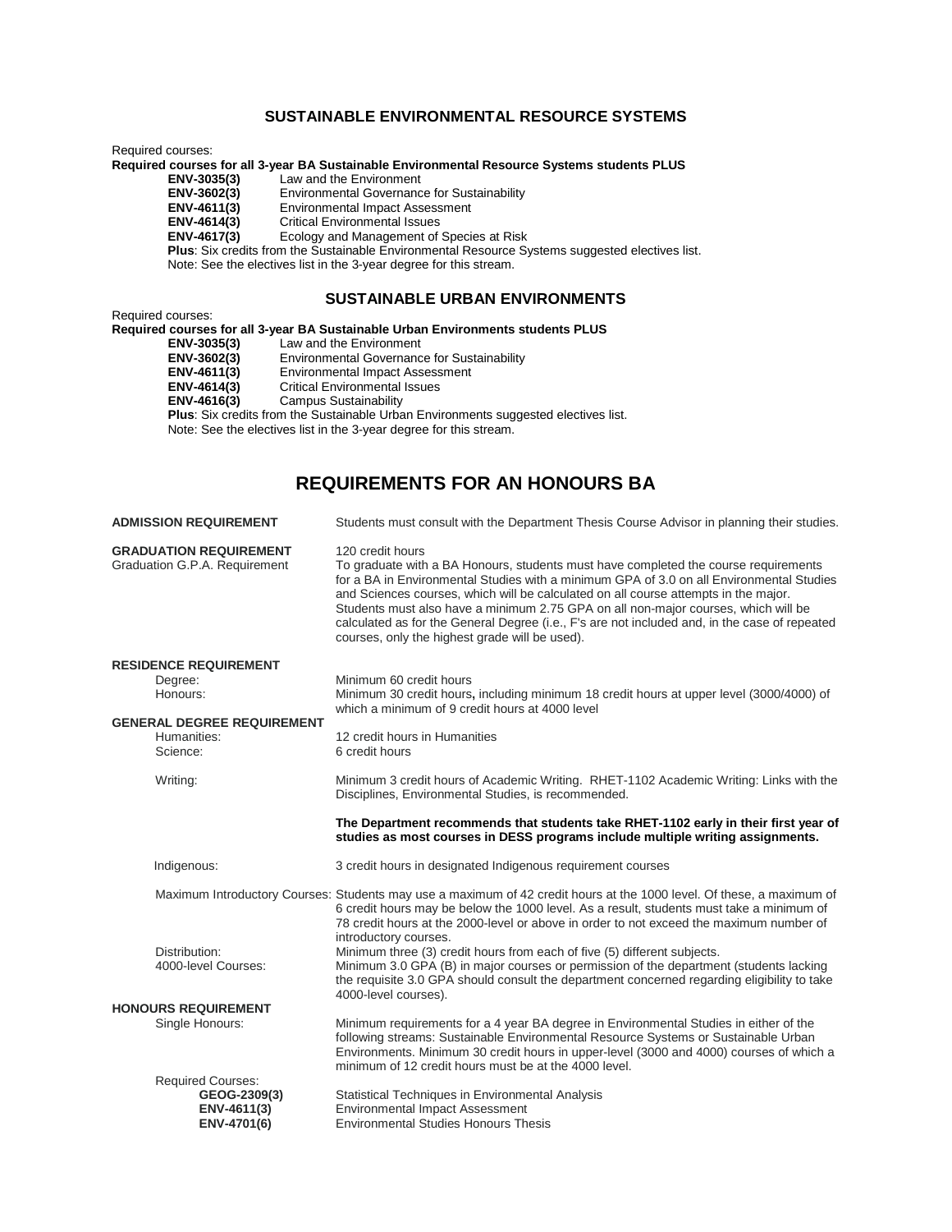## SUSTAINABLE ENVIRONMENTAL RESOURCE SYSTEMS

Required courses:

**Required courses for all 3-year BA Sustainable Environmental Resource Systems students PLUS**

| | |
|---|---|
| **ENV-3035(3)** | Law and the Environment |
| **ENV-3602(3)** | Environmental Governance for Sustainability |
| **ENV-4611(3)** | Environmental Impact Assessment |
| **ENV-4614(3)** | Critical Environmental Issues |
| **ENV-4617(3)** | Ecology and Management of Species at Risk |

**Plus**: Six credits from the Sustainable Environmental Resource Systems suggested electives list.

Note: See the electives list in the 3-year degree for this stream.

## SUSTAINABLE URBAN ENVIRONMENTS

Required courses:

**Required courses for all 3-year BA Sustainable Urban Environments students PLUS**

| | |
|---|---|
| **ENV-3035(3)** | Law and the Environment |
| **ENV-3602(3)** | Environmental Governance for Sustainability |
| **ENV-4611(3)** | Environmental Impact Assessment |
| **ENV-4614(3)** | Critical Environmental Issues |
| **ENV-4616(3)** | Campus Sustainability |

**Plus**: Six credits from the Sustainable Urban Environments suggested electives list.

Note: See the electives list in the 3-year degree for this stream.

# REQUIREMENTS FOR AN HONOURS BA

**ADMISSION REQUIREMENT**

Students must consult with the Department Thesis Course Advisor in planning their studies.

**GRADUATION REQUIREMENT**

120 credit hours

Graduation G.P.A. Requirement: To graduate with a BA Honours, students must have completed the course requirements for a BA in Environmental Studies with a minimum GPA of 3.0 on all Environmental Studies and Sciences courses, which will be calculated on all course attempts in the major. Students must also have a minimum 2.75 GPA on all non-major courses, which will be calculated as for the General Degree (i.e., F's are not included and, in the case of repeated courses, only the highest grade will be used).

**RESIDENCE REQUIREMENT**

- Degree: Minimum 60 credit hours
- Honours: Minimum 30 credit hours**,** including minimum 18 credit hours at upper level (3000/4000) of which a minimum of 9 credit hours at 4000 level

**GENERAL DEGREE REQUIREMENT**

- Humanities: 12 credit hours in Humanities
- Science: 6 credit hours
- Writing: Minimum 3 credit hours of Academic Writing. RHET-1102 Academic Writing: Links with the Disciplines, Environmental Studies, is recommended.

  **The Department recommends that students take RHET-1102 early in their first year of studies as most courses in DESS programs include multiple writing assignments.**

- Indigenous: 3 credit hours in designated Indigenous requirement courses
- Maximum Introductory Courses: Students may use a maximum of 42 credit hours at the 1000 level. Of these, a maximum of 6 credit hours may be below the 1000 level. As a result, students must take a minimum of 78 credit hours at the 2000-level or above in order to not exceed the maximum number of introductory courses.
- Distribution: Minimum three (3) credit hours from each of five (5) different subjects.
- 4000-level Courses: Minimum 3.0 GPA (B) in major courses or permission of the department (students lacking the requisite 3.0 GPA should consult the department concerned regarding eligibility to take 4000-level courses).

**HONOURS REQUIREMENT**

Single Honours: Minimum requirements for a 4 year BA degree in Environmental Studies in either of the following streams: Sustainable Environmental Resource Systems or Sustainable Urban Environments. Minimum 30 credit hours in upper-level (3000 and 4000) courses of which a minimum of 12 credit hours must be at the 4000 level.

Required Courses:

| | |
|---|---|
| **GEOG-2309(3)** | Statistical Techniques in Environmental Analysis |
| **ENV-4611(3)** | Environmental Impact Assessment |
| **ENV-4701(6)** | Environmental Studies Honours Thesis |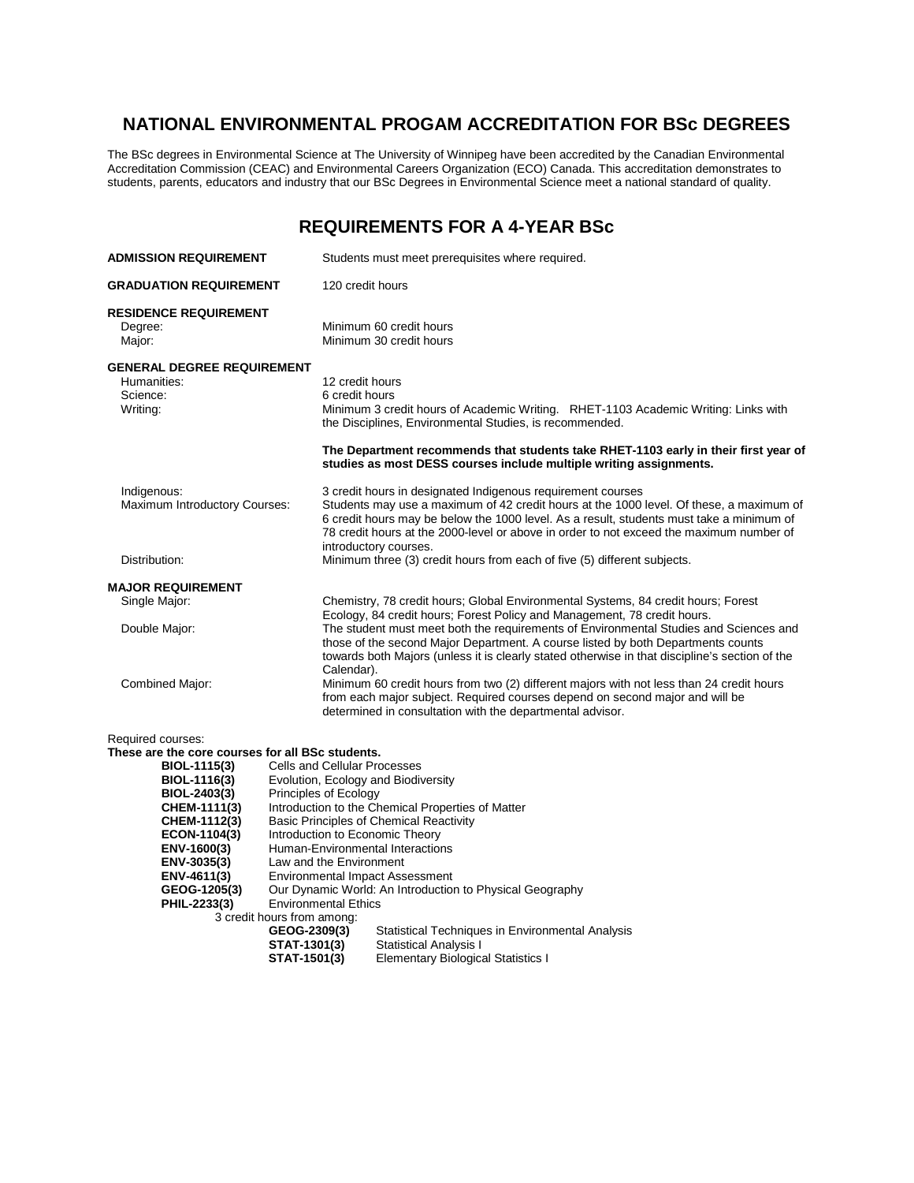## NATIONAL ENVIRONMENTAL PROGAM ACCREDITATION FOR BSc DEGREES

The BSc degrees in Environmental Science at The University of Winnipeg have been accredited by the Canadian Environmental Accreditation Commission (CEAC) and Environmental Careers Organization (ECO) Canada. This accreditation demonstrates to students, parents, educators and industry that our BSc Degrees in Environmental Science meet a national standard of quality.

## REQUIREMENTS FOR A 4-YEAR BSc

**ADMISSION REQUIREMENT** — Students must meet prerequisites where required.

**GRADUATION REQUIREMENT** — 120 credit hours

**RESIDENCE REQUIREMENT**

- Degree: Minimum 60 credit hours
- Major: Minimum 30 credit hours

**GENERAL DEGREE REQUIREMENT**

- Humanities: 12 credit hours
- Science: 6 credit hours
- Writing: Minimum 3 credit hours of Academic Writing. RHET-1103 Academic Writing: Links with the Disciplines, Environmental Studies, is recommended.

  **The Department recommends that students take RHET-1103 early in their first year of studies as most DESS courses include multiple writing assignments.**

- Indigenous: 3 credit hours in designated Indigenous requirement courses
- Maximum Introductory Courses: Students may use a maximum of 42 credit hours at the 1000 level. Of these, a maximum of 6 credit hours may be below the 1000 level. As a result, students must take a minimum of 78 credit hours at the 2000-level or above in order to not exceed the maximum number of introductory courses.
- Distribution: Minimum three (3) credit hours from each of five (5) different subjects.

**MAJOR REQUIREMENT**

- Single Major: Chemistry, 78 credit hours; Global Environmental Systems, 84 credit hours; Forest Ecology, 84 credit hours; Forest Policy and Management, 78 credit hours.
- Double Major: The student must meet both the requirements of Environmental Studies and Sciences and those of the second Major Department. A course listed by both Departments counts towards both Majors (unless it is clearly stated otherwise in that discipline's section of the Calendar).
- Combined Major: Minimum 60 credit hours from two (2) different majors with not less than 24 credit hours from each major subject. Required courses depend on second major and will be determined in consultation with the departmental advisor.

Required courses:

**These are the core courses for all BSc students.**

- **BIOL-1115(3)** Cells and Cellular Processes
- **BIOL-1116(3)** Evolution, Ecology and Biodiversity
- **BIOL-2403(3)** Principles of Ecology
- **CHEM-1111(3)** Introduction to the Chemical Properties of Matter
- **CHEM-1112(3)** Basic Principles of Chemical Reactivity
- **ECON-1104(3)** Introduction to Economic Theory
- **ENV-1600(3)** Human-Environmental Interactions
- **ENV-3035(3)** Law and the Environment
- **ENV-4611(3)** Environmental Impact Assessment
- **GEOG-1205(3)** Our Dynamic World: An Introduction to Physical Geography
- **PHIL-2233(3)** Environmental Ethics
- 3 credit hours from among:
  - **GEOG-2309(3)** Statistical Techniques in Environmental Analysis
  - **STAT-1301(3)** Statistical Analysis I
  - **STAT-1501(3)** Elementary Biological Statistics I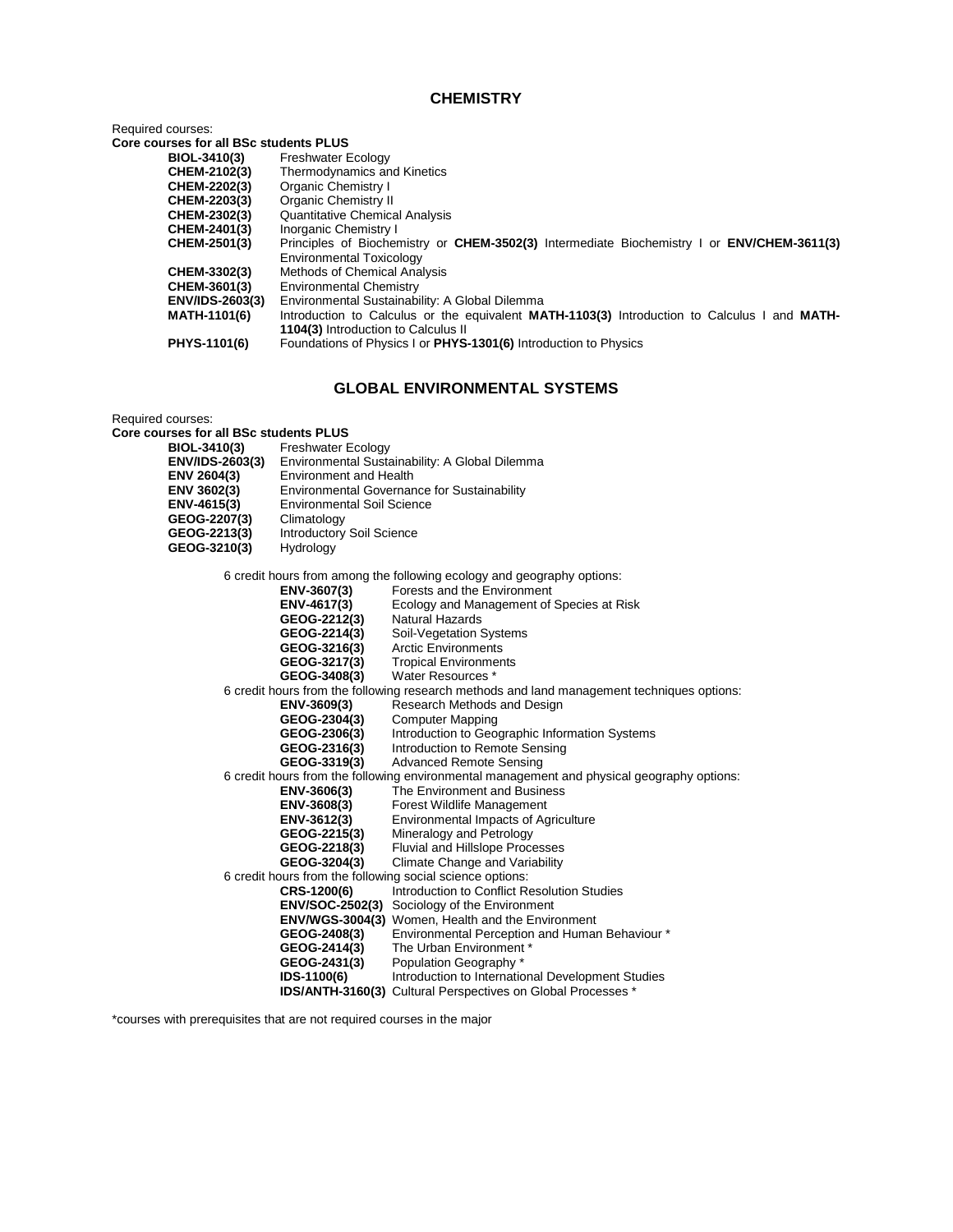## CHEMISTRY

Required courses:

**Core courses for all BSc students PLUS**

| | |
|---|---|
| **BIOL-3410(3)** | Freshwater Ecology |
| **CHEM-2102(3)** | Thermodynamics and Kinetics |
| **CHEM-2202(3)** | Organic Chemistry I |
| **CHEM-2203(3)** | Organic Chemistry II |
| **CHEM-2302(3)** | Quantitative Chemical Analysis |
| **CHEM-2401(3)** | Inorganic Chemistry I |
| **CHEM-2501(3)** | Principles of Biochemistry or **CHEM-3502(3)** Intermediate Biochemistry I or **ENV/CHEM-3611(3)** Environmental Toxicology |
| **CHEM-3302(3)** | Methods of Chemical Analysis |
| **CHEM-3601(3)** | Environmental Chemistry |
| **ENV/IDS-2603(3)** | Environmental Sustainability: A Global Dilemma |
| **MATH-1101(6)** | Introduction to Calculus or the equivalent **MATH-1103(3)** Introduction to Calculus I and **MATH-1104(3)** Introduction to Calculus II |
| **PHYS-1101(6)** | Foundations of Physics I or **PHYS-1301(6)** Introduction to Physics |

## GLOBAL ENVIRONMENTAL SYSTEMS

Required courses:

**Core courses for all BSc students PLUS**

| | |
|---|---|
| **BIOL-3410(3)** | Freshwater Ecology |
| **ENV/IDS-2603(3)** | Environmental Sustainability: A Global Dilemma |
| **ENV 2604(3)** | Environment and Health |
| **ENV 3602(3)** | Environmental Governance for Sustainability |
| **ENV-4615(3)** | Environmental Soil Science |
| **GEOG-2207(3)** | Climatology |
| **GEOG-2213(3)** | Introductory Soil Science |
| **GEOG-3210(3)** | Hydrology |

6 credit hours from among the following ecology and geography options:

| | |
|---|---|
| **ENV-3607(3)** | Forests and the Environment |
| **ENV-4617(3)** | Ecology and Management of Species at Risk |
| **GEOG-2212(3)** | Natural Hazards |
| **GEOG-2214(3)** | Soil-Vegetation Systems |
| **GEOG-3216(3)** | Arctic Environments |
| **GEOG-3217(3)** | Tropical Environments |
| **GEOG-3408(3)** | Water Resources * |

6 credit hours from the following research methods and land management techniques options:

| | |
|---|---|
| **ENV-3609(3)** | Research Methods and Design |
| **GEOG-2304(3)** | Computer Mapping |
| **GEOG-2306(3)** | Introduction to Geographic Information Systems |
| **GEOG-2316(3)** | Introduction to Remote Sensing |
| **GEOG-3319(3)** | Advanced Remote Sensing |

6 credit hours from the following environmental management and physical geography options:

| | |
|---|---|
| **ENV-3606(3)** | The Environment and Business |
| **ENV-3608(3)** | Forest Wildlife Management |
| **ENV-3612(3)** | Environmental Impacts of Agriculture |
| **GEOG-2215(3)** | Mineralogy and Petrology |
| **GEOG-2218(3)** | Fluvial and Hillslope Processes |
| **GEOG-3204(3)** | Climate Change and Variability |

6 credit hours from the following social science options:

| | |
|---|---|
| **CRS-1200(6)** | Introduction to Conflict Resolution Studies |
| **ENV/SOC-2502(3)** | Sociology of the Environment |
| **ENV/WGS-3004(3)** | Women, Health and the Environment |
| **GEOG-2408(3)** | Environmental Perception and Human Behaviour * |
| **GEOG-2414(3)** | The Urban Environment * |
| **GEOG-2431(3)** | Population Geography * |
| **IDS-1100(6)** | Introduction to International Development Studies |
| **IDS/ANTH-3160(3)** | Cultural Perspectives on Global Processes * |

*courses with prerequisites that are not required courses in the major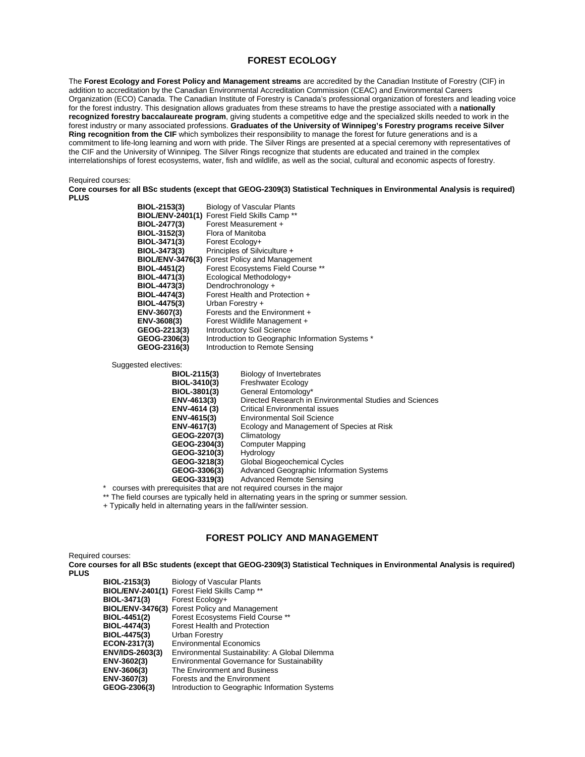## FOREST ECOLOGY

The **Forest Ecology and Forest Policy and Management streams** are accredited by the Canadian Institute of Forestry (CIF) in addition to accreditation by the Canadian Environmental Accreditation Commission (CEAC) and Environmental Careers Organization (ECO) Canada. The Canadian Institute of Forestry is Canada's professional organization of foresters and leading voice for the forest industry. This designation allows graduates from these streams to have the prestige associated with a **nationally recognized forestry baccalaureate program**, giving students a competitive edge and the specialized skills needed to work in the forest industry or many associated professions. **Graduates of the University of Winnipeg's Forestry programs receive Silver Ring recognition from the CIF** which symbolizes their responsibility to manage the forest for future generations and is a commitment to life-long learning and worn with pride. The Silver Rings are presented at a special ceremony with representatives of the CIF and the University of Winnipeg. The Silver Rings recognize that students are educated and trained in the complex interrelationships of forest ecosystems, water, fish and wildlife, as well as the social, cultural and economic aspects of forestry.

Required courses:

**Core courses for all BSc students (except that GEOG-2309(3) Statistical Techniques in Environmental Analysis is required) PLUS**

| | |
|---|---|
| **BIOL-2153(3)** | Biology of Vascular Plants |
| **BIOL/ENV-2401(1)** | Forest Field Skills Camp ** |
| **BIOL-2477(3)** | Forest Measurement + |
| **BIOL-3152(3)** | Flora of Manitoba |
| **BIOL-3471(3)** | Forest Ecology+ |
| **BIOL-3473(3)** | Principles of Silviculture + |
| **BIOL/ENV-3476(3)** | Forest Policy and Management |
| **BIOL-4451(2)** | Forest Ecosystems Field Course ** |
| **BIOL-4471(3)** | Ecological Methodology+ |
| **BIOL-4473(3)** | Dendrochronology + |
| **BIOL-4474(3)** | Forest Health and Protection + |
| **BIOL-4475(3)** | Urban Forestry + |
| **ENV-3607(3)** | Forests and the Environment + |
| **ENV-3608(3)** | Forest Wildlife Management + |
| **GEOG-2213(3)** | Introductory Soil Science |
| **GEOG-2306(3)** | Introduction to Geographic Information Systems * |
| **GEOG-2316(3)** | Introduction to Remote Sensing |

Suggested electives:

| | |
|---|---|
| **BIOL-2115(3)** | Biology of Invertebrates |
| **BIOL-3410(3)** | Freshwater Ecology |
| **BIOL-3801(3)** | General Entomology* |
| **ENV-4613(3)** | Directed Research in Environmental Studies and Sciences |
| **ENV-4614 (3)** | Critical Environmental issues |
| **ENV-4615(3)** | Environmental Soil Science |
| **ENV-4617(3)** | Ecology and Management of Species at Risk |
| **GEOG-2207(3)** | Climatology |
| **GEOG-2304(3)** | Computer Mapping |
| **GEOG-3210(3)** | Hydrology |
| **GEOG-3218(3)** | Global Biogeochemical Cycles |
| **GEOG-3306(3)** | Advanced Geographic Information Systems |
| **GEOG-3319(3)** | Advanced Remote Sensing |

\* courses with prerequisites that are not required courses in the major

** The field courses are typically held in alternating years in the spring or summer session.

+ Typically held in alternating years in the fall/winter session.

## FOREST POLICY AND MANAGEMENT

Required courses:

**Core courses for all BSc students (except that GEOG-2309(3) Statistical Techniques in Environmental Analysis is required) PLUS**

| | |
|---|---|
| **BIOL-2153(3)** | Biology of Vascular Plants |
| **BIOL/ENV-2401(1)** | Forest Field Skills Camp ** |
| **BIOL-3471(3)** | Forest Ecology+ |
| **BIOL/ENV-3476(3)** | Forest Policy and Management |
| **BIOL-4451(2)** | Forest Ecosystems Field Course ** |
| **BIOL-4474(3)** | Forest Health and Protection |
| **BIOL-4475(3)** | Urban Forestry |
| **ECON-2317(3)** | Environmental Economics |
| **ENV/IDS-2603(3)** | Environmental Sustainability: A Global Dilemma |
| **ENV-3602(3)** | Environmental Governance for Sustainability |
| **ENV-3606(3)** | The Environment and Business |
| **ENV-3607(3)** | Forests and the Environment |
| **GEOG-2306(3)** | Introduction to Geographic Information Systems |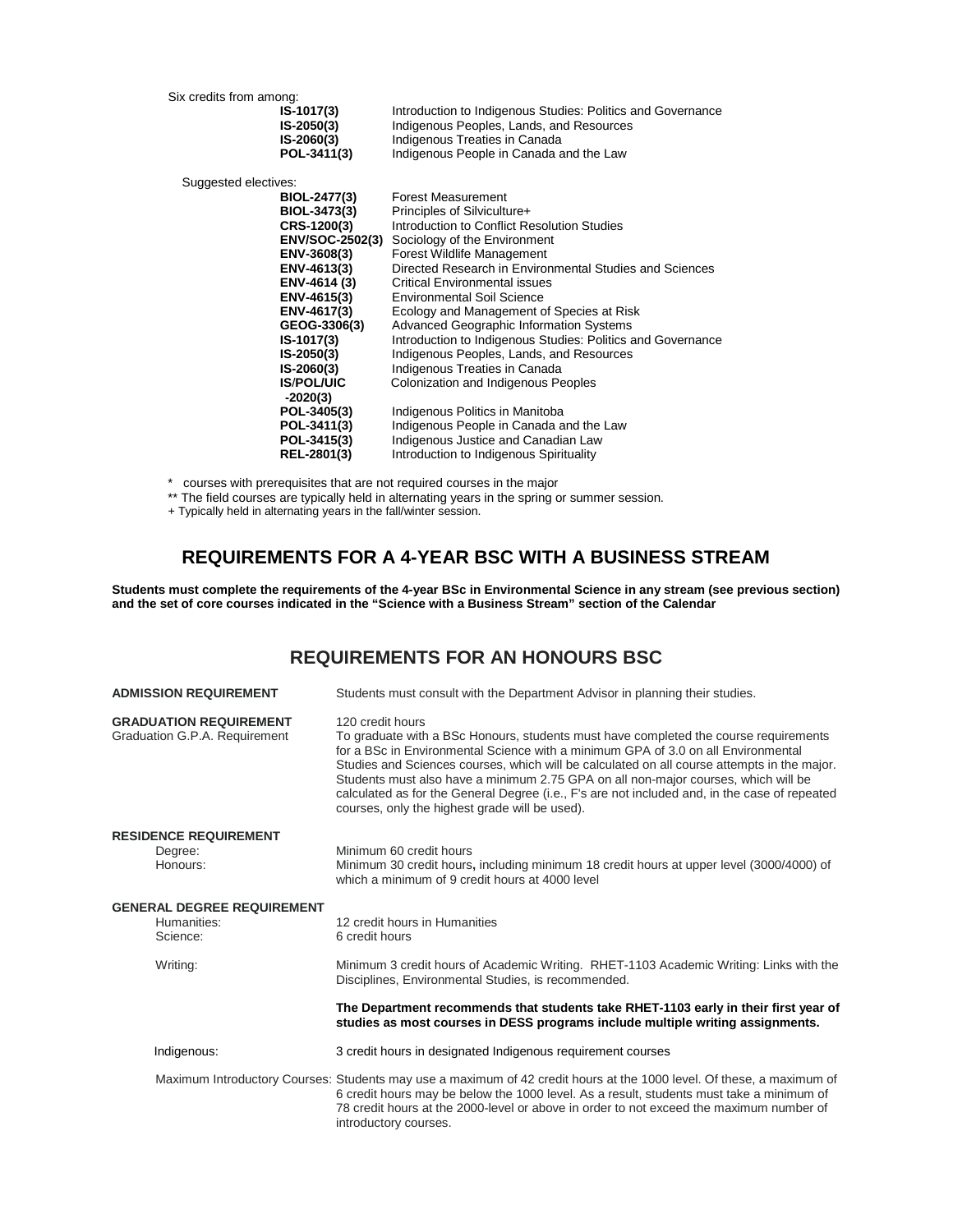Six credits from among:

| | |
|---|---|
| **IS-1017(3)** | Introduction to Indigenous Studies: Politics and Governance |
| **IS-2050(3)** | Indigenous Peoples, Lands, and Resources |
| **IS-2060(3)** | Indigenous Treaties in Canada |
| **POL-3411(3)** | Indigenous People in Canada and the Law |

Suggested electives:

| | |
|---|---|
| **BIOL-2477(3)** | Forest Measurement |
| **BIOL-3473(3)** | Principles of Silviculture+ |
| **CRS-1200(3)** | Introduction to Conflict Resolution Studies |
| **ENV/SOC-2502(3)** | Sociology of the Environment |
| **ENV-3608(3)** | Forest Wildlife Management |
| **ENV-4613(3)** | Directed Research in Environmental Studies and Sciences |
| **ENV-4614 (3)** | Critical Environmental issues |
| **ENV-4615(3)** | Environmental Soil Science |
| **ENV-4617(3)** | Ecology and Management of Species at Risk |
| **GEOG-3306(3)** | Advanced Geographic Information Systems |
| **IS-1017(3)** | Introduction to Indigenous Studies: Politics and Governance |
| **IS-2050(3)** | Indigenous Peoples, Lands, and Resources |
| **IS-2060(3)** | Indigenous Treaties in Canada |
| **IS/POL/UIC -2020(3)** | Colonization and Indigenous Peoples |
| **POL-3405(3)** | Indigenous Politics in Manitoba |
| **POL-3411(3)** | Indigenous People in Canada and the Law |
| **POL-3415(3)** | Indigenous Justice and Canadian Law |
| **REL-2801(3)** | Introduction to Indigenous Spirituality |

\* courses with prerequisites that are not required courses in the major

\** The field courses are typically held in alternating years in the spring or summer session.

\+ Typically held in alternating years in the fall/winter session.

## REQUIREMENTS FOR A 4-YEAR BSC WITH A BUSINESS STREAM

**Students must complete the requirements of the 4-year BSc in Environmental Science in any stream (see previous section) and the set of core courses indicated in the "Science with a Business Stream" section of the Calendar**

## REQUIREMENTS FOR AN HONOURS BSC

**ADMISSION REQUIREMENT**

Students must consult with the Department Advisor in planning their studies.

**GRADUATION REQUIREMENT**

Graduation G.P.A. Requirement

120 credit hours

To graduate with a BSc Honours, students must have completed the course requirements for a BSc in Environmental Science with a minimum GPA of 3.0 on all Environmental Studies and Sciences courses, which will be calculated on all course attempts in the major. Students must also have a minimum 2.75 GPA on all non-major courses, which will be calculated as for the General Degree (i.e., F's are not included and, in the case of repeated courses, only the highest grade will be used).

**RESIDENCE REQUIREMENT**

Degree: Minimum 60 credit hours

Honours: Minimum 30 credit hours**,** including minimum 18 credit hours at upper level (3000/4000) of which a minimum of 9 credit hours at 4000 level

**GENERAL DEGREE REQUIREMENT**

Humanities: 12 credit hours in Humanities

Science: 6 credit hours

Writing: Minimum 3 credit hours of Academic Writing. RHET-1103 Academic Writing: Links with the Disciplines, Environmental Studies, is recommended.

**The Department recommends that students take RHET-1103 early in their first year of studies as most courses in DESS programs include multiple writing assignments.**

Indigenous: 3 credit hours in designated Indigenous requirement courses

Maximum Introductory Courses: Students may use a maximum of 42 credit hours at the 1000 level. Of these, a maximum of 6 credit hours may be below the 1000 level. As a result, students must take a minimum of 78 credit hours at the 2000-level or above in order to not exceed the maximum number of introductory courses.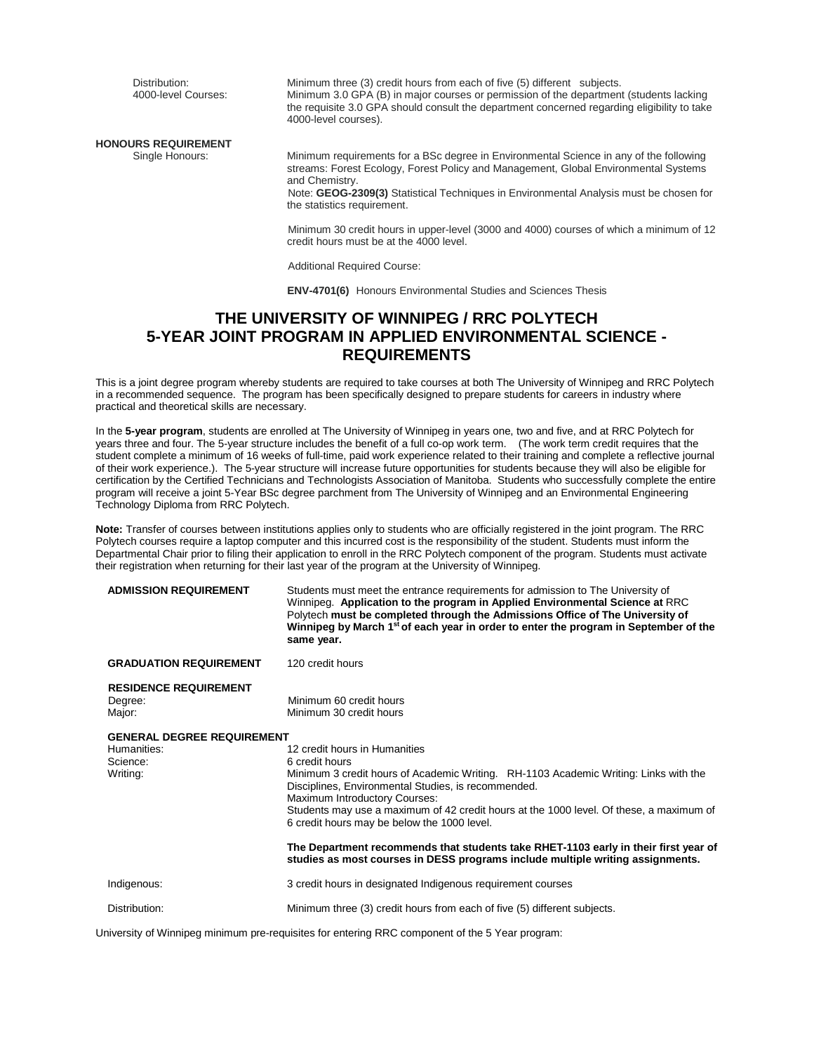| | |
|---|---|
| Distribution: | Minimum three (3) credit hours from each of five (5) different subjects. |
| 4000-level Courses: | Minimum 3.0 GPA (B) in major courses or permission of the department (students lacking the requisite 3.0 GPA should consult the department concerned regarding eligibility to take 4000-level courses). |

**HONOURS REQUIREMENT**

Single Honours: Minimum requirements for a BSc degree in Environmental Science in any of the following streams: Forest Ecology, Forest Policy and Management, Global Environmental Systems and Chemistry.

Note: **GEOG-2309(3)** Statistical Techniques in Environmental Analysis must be chosen for the statistics requirement.

Minimum 30 credit hours in upper-level (3000 and 4000) courses of which a minimum of 12 credit hours must be at the 4000 level.

Additional Required Course:

**ENV-4701(6)** Honours Environmental Studies and Sciences Thesis

## THE UNIVERSITY OF WINNIPEG / RRC POLYTECH 5-YEAR JOINT PROGRAM IN APPLIED ENVIRONMENTAL SCIENCE - REQUIREMENTS

This is a joint degree program whereby students are required to take courses at both The University of Winnipeg and RRC Polytech in a recommended sequence. The program has been specifically designed to prepare students for careers in industry where practical and theoretical skills are necessary.

In the **5-year program**, students are enrolled at The University of Winnipeg in years one, two and five, and at RRC Polytech for years three and four. The 5-year structure includes the benefit of a full co-op work term. (The work term credit requires that the student complete a minimum of 16 weeks of full-time, paid work experience related to their training and complete a reflective journal of their work experience.). The 5-year structure will increase future opportunities for students because they will also be eligible for certification by the Certified Technicians and Technologists Association of Manitoba. Students who successfully complete the entire program will receive a joint 5-Year BSc degree parchment from The University of Winnipeg and an Environmental Engineering Technology Diploma from RRC Polytech.

**Note:** Transfer of courses between institutions applies only to students who are officially registered in the joint program. The RRC Polytech courses require a laptop computer and this incurred cost is the responsibility of the student. Students must inform the Departmental Chair prior to filing their application to enroll in the RRC Polytech component of the program. Students must activate their registration when returning for their last year of the program at the University of Winnipeg.

**ADMISSION REQUIREMENT**

Students must meet the entrance requirements for admission to The University of Winnipeg. **Application to the program in Applied Environmental Science at** RRC Polytech **must be completed through the Admissions Office of The University of Winnipeg by March 1st of each year in order to enter the program in September of the same year.**

**GRADUATION REQUIREMENT** 120 credit hours

**RESIDENCE REQUIREMENT**

| | |
|---|---|
| Degree: | Minimum 60 credit hours |
| Major: | Minimum 30 credit hours |

**GENERAL DEGREE REQUIREMENT**

| | |
|---|---|
| Humanities: | 12 credit hours in Humanities |
| Science: | 6 credit hours |
| Writing: | Minimum 3 credit hours of Academic Writing. RH-1103 Academic Writing: Links with the Disciplines, Environmental Studies, is recommended. |

Maximum Introductory Courses:

Students may use a maximum of 42 credit hours at the 1000 level. Of these, a maximum of 6 credit hours may be below the 1000 level.

**The Department recommends that students take RHET-1103 early in their first year of studies as most courses in DESS programs include multiple writing assignments.**

| | |
|---|---|
| Indigenous: | 3 credit hours in designated Indigenous requirement courses |
| Distribution: | Minimum three (3) credit hours from each of five (5) different subjects. |

University of Winnipeg minimum pre-requisites for entering RRC component of the 5 Year program: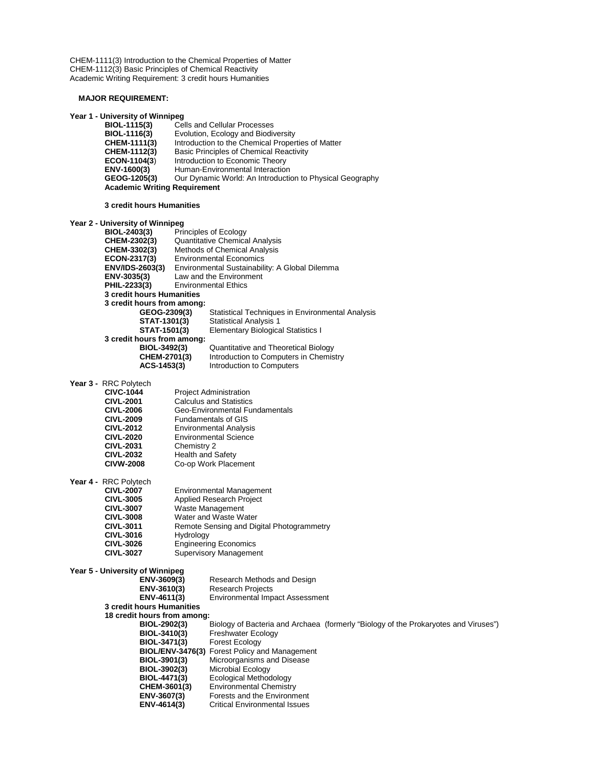CHEM-1111(3) Introduction to the Chemical Properties of Matter
CHEM-1112(3) Basic Principles of Chemical Reactivity
Academic Writing Requirement: 3 credit hours Humanities

**MAJOR REQUIREMENT:**

**Year 1 - University of Winnipeg**

**BIOL-1115(3)** Cells and Cellular Processes
**BIOL-1116(3)** Evolution, Ecology and Biodiversity
**CHEM-1111(3)** Introduction to the Chemical Properties of Matter
**CHEM-1112(3)** Basic Principles of Chemical Reactivity
**ECON-1104(3)** Introduction to Economic Theory
**ENV-1600(3)** Human-Environmental Interaction
**GEOG-1205(3)** Our Dynamic World: An Introduction to Physical Geography
**Academic Writing Requirement**

**3 credit hours Humanities**

**Year 2 - University of Winnipeg**

**BIOL-2403(3)** Principles of Ecology
**CHEM-2302(3)** Quantitative Chemical Analysis
**CHEM-3302(3)** Methods of Chemical Analysis
**ECON-2317(3)** Environmental Economics
**ENV/IDS-2603(3)** Environmental Sustainability: A Global Dilemma
**ENV-3035(3)** Law and the Environment
**PHIL-2233(3)** Environmental Ethics
**3 credit hours Humanities**
**3 credit hours from among:**

- **GEOG-2309(3)** Statistical Techniques in Environmental Analysis
- **STAT-1301(3)** Statistical Analysis 1
- **STAT-1501(3)** Elementary Biological Statistics I

**3 credit hours from among:**

- **BIOL-3492(3)** Quantitative and Theoretical Biology
- **CHEM-2701(3)** Introduction to Computers in Chemistry
- **ACS-1453(3)** Introduction to Computers

**Year 3 -** RRC Polytech

**CIVC-1044** Project Administration
**CIVL-2001** Calculus and Statistics
**CIVL-2006** Geo-Environmental Fundamentals
**CIVL-2009** Fundamentals of GIS
**CIVL-2012** Environmental Analysis
**CIVL-2020** Environmental Science
**CIVL-2031** Chemistry 2
**CIVL-2032** Health and Safety
**CIVW-2008** Co-op Work Placement

**Year 4 -** RRC Polytech

**CIVL-2007** Environmental Management
**CIVL-3005** Applied Research Project
**CIVL-3007** Waste Management
**CIVL-3008** Water and Waste Water
**CIVL-3011** Remote Sensing and Digital Photogrammetry
**CIVL-3016** Hydrology
**CIVL-3026** Engineering Economics
**CIVL-3027** Supervisory Management

**Year 5 - University of Winnipeg**

**ENV-3609(3)** Research Methods and Design
**ENV-3610(3)** Research Projects
**ENV-4611(3)** Environmental Impact Assessment
**3 credit hours Humanities**
**18 credit hours from among:**

- **BIOL-2902(3)** Biology of Bacteria and Archaea (formerly "Biology of the Prokaryotes and Viruses")
- **BIOL-3410(3)** Freshwater Ecology
- **BIOL-3471(3)** Forest Ecology
- **BIOL/ENV-3476(3)** Forest Policy and Management
- **BIOL-3901(3)** Microorganisms and Disease
- **BIOL-3902(3)** Microbial Ecology
- **BIOL-4471(3)** Ecological Methodology
- **CHEM-3601(3)** Environmental Chemistry
- **ENV-3607(3)** Forests and the Environment
- **ENV-4614(3)** Critical Environmental Issues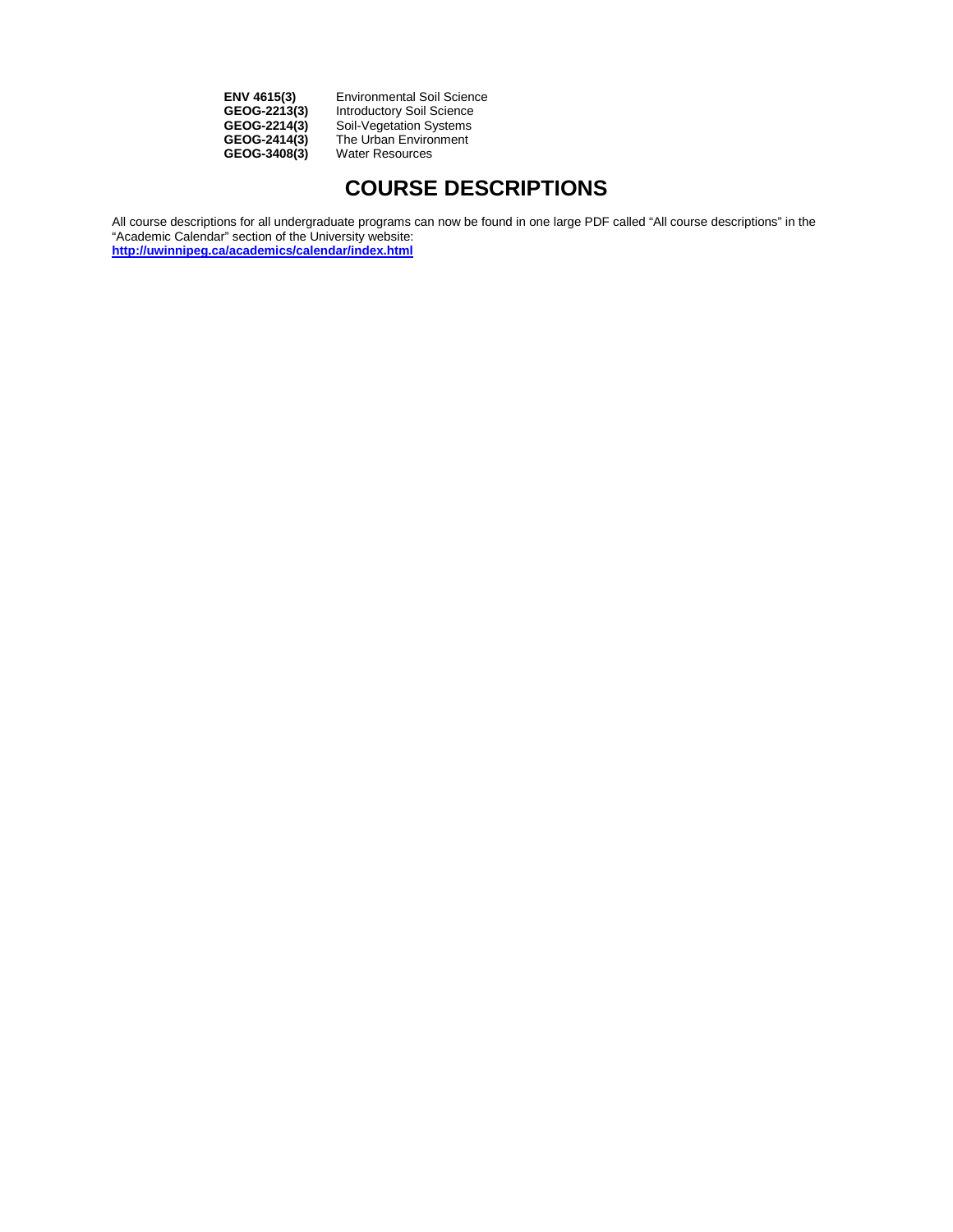| | |
|---|---|
| **ENV 4615(3)** | Environmental Soil Science |
| **GEOG-2213(3)** | Introductory Soil Science |
| **GEOG-2214(3)** | Soil-Vegetation Systems |
| **GEOG-2414(3)** | The Urban Environment |
| **GEOG-3408(3)** | Water Resources |

# COURSE DESCRIPTIONS

All course descriptions for all undergraduate programs can now be found in one large PDF called "All course descriptions" in the "Academic Calendar" section of the University website:
**http://uwinnipeg.ca/academics/calendar/index.html**